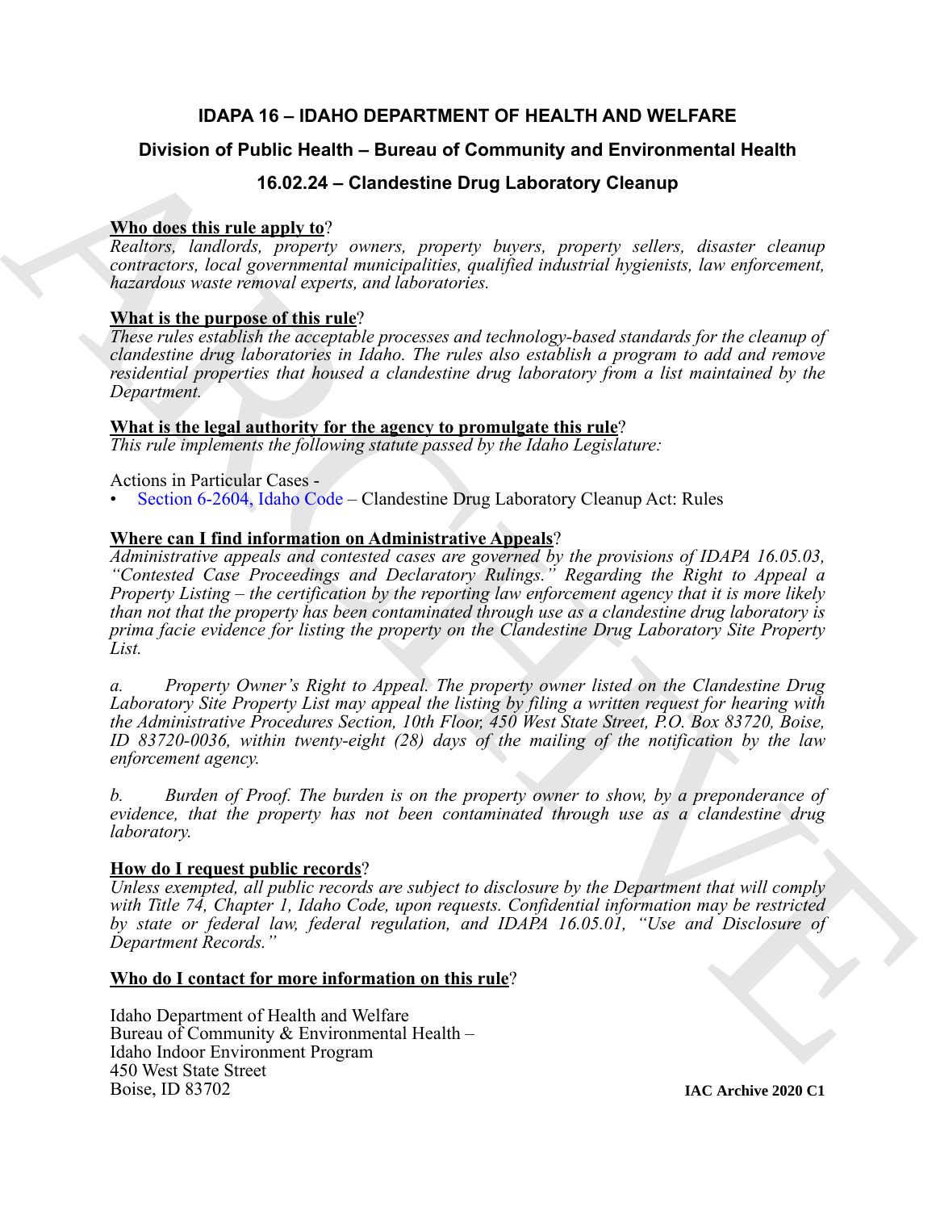# IDAPA 16 – IDAHO DEPARTMENT OF HEALTH AND WELFARE

## Division of Public Health – Bureau of Community and Environmental Health

## 16.02.24 – Clandestine Drug Laboratory Cleanup

**Who does this rule apply to**?

*Realtors, landlords, property owners, property buyers, property sellers, disaster cleanup contractors, local governmental municipalities, qualified industrial hygienists, law enforcement, hazardous waste removal experts, and laboratories.*

**What is the purpose of this rule**?

*These rules establish the acceptable processes and technology-based standards for the cleanup of clandestine drug laboratories in Idaho. The rules also establish a program to add and remove residential properties that housed a clandestine drug laboratory from a list maintained by the Department.*

**What is the legal authority for the agency to promulgate this rule**?

*This rule implements the following statute passed by the Idaho Legislature:*

Actions in Particular Cases -

- Section 6-2604, Idaho Code – Clandestine Drug Laboratory Cleanup Act: Rules

**Where can I find information on Administrative Appeals**?

*Administrative appeals and contested cases are governed by the provisions of IDAPA 16.05.03, "Contested Case Proceedings and Declaratory Rulings." Regarding the Right to Appeal a Property Listing – the certification by the reporting law enforcement agency that it is more likely than not that the property has been contaminated through use as a clandestine drug laboratory is prima facie evidence for listing the property on the Clandestine Drug Laboratory Site Property List.*

*a. Property Owner's Right to Appeal. The property owner listed on the Clandestine Drug Laboratory Site Property List may appeal the listing by filing a written request for hearing with the Administrative Procedures Section, 10th Floor, 450 West State Street, P.O. Box 83720, Boise, ID 83720-0036, within twenty-eight (28) days of the mailing of the notification by the law enforcement agency.*

*b. Burden of Proof. The burden is on the property owner to show, by a preponderance of evidence, that the property has not been contaminated through use as a clandestine drug laboratory.*

**How do I request public records**?

*Unless exempted, all public records are subject to disclosure by the Department that will comply with Title 74, Chapter 1, Idaho Code, upon requests. Confidential information may be restricted by state or federal law, federal regulation, and IDAPA 16.05.01, "Use and Disclosure of Department Records."*

**Who do I contact for more information on this rule**?

Idaho Department of Health and Welfare
Bureau of Community & Environmental Health –
Idaho Indoor Environment Program
450 West State Street
Boise, ID 83702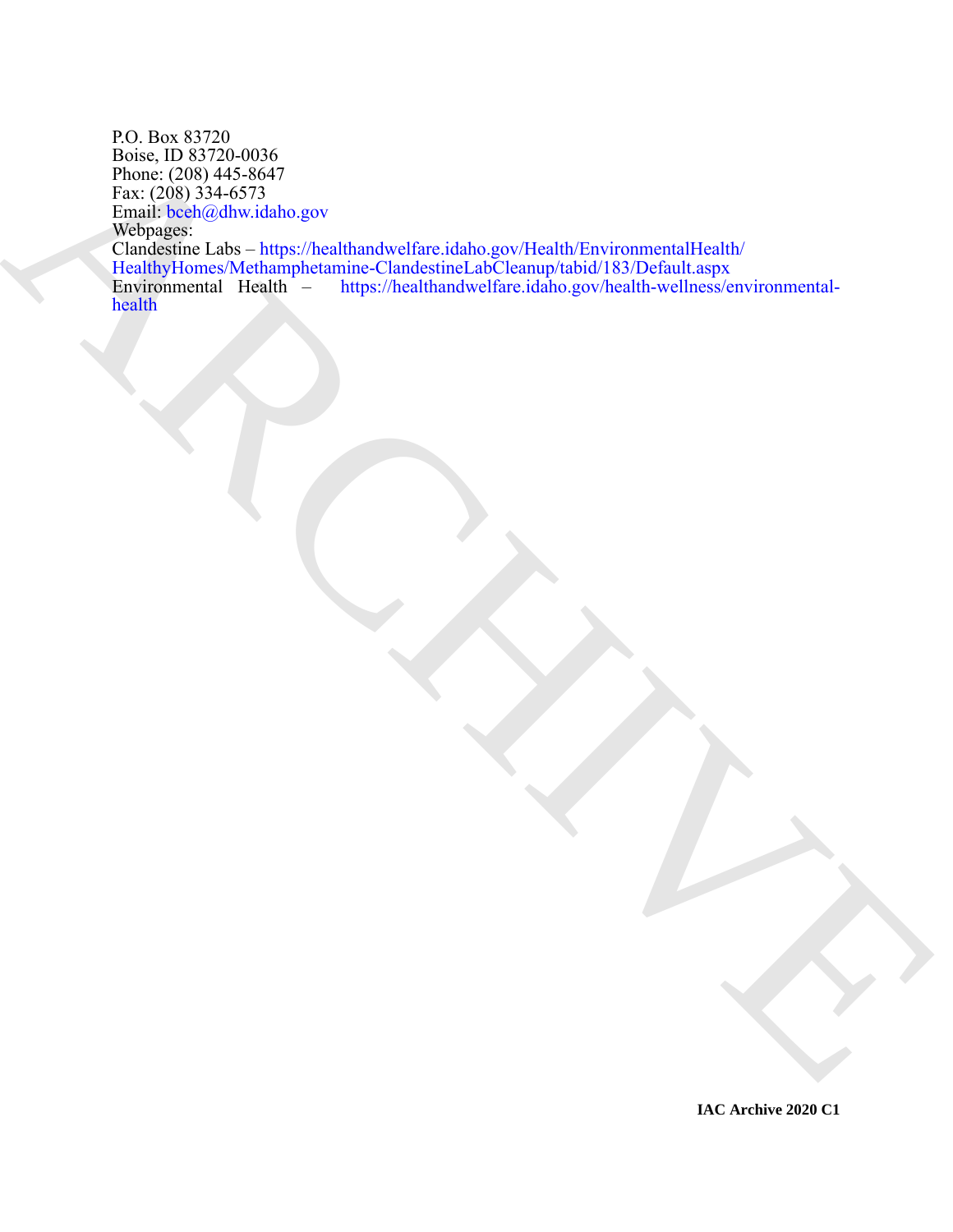P.O. Box 83720
Boise, ID 83720-0036
Phone: (208) 445-8647
Fax: (208) 334-6573
Email: bceh@dhw.idaho.gov
Webpages:
Clandestine Labs – https://healthandwelfare.idaho.gov/Health/EnvironmentalHealth/HealthyHomes/Methamphetamine-ClandestineLabCleanup/tabid/183/Default.aspx
Environmental Health – https://healthandwelfare.idaho.gov/health-wellness/environmental-health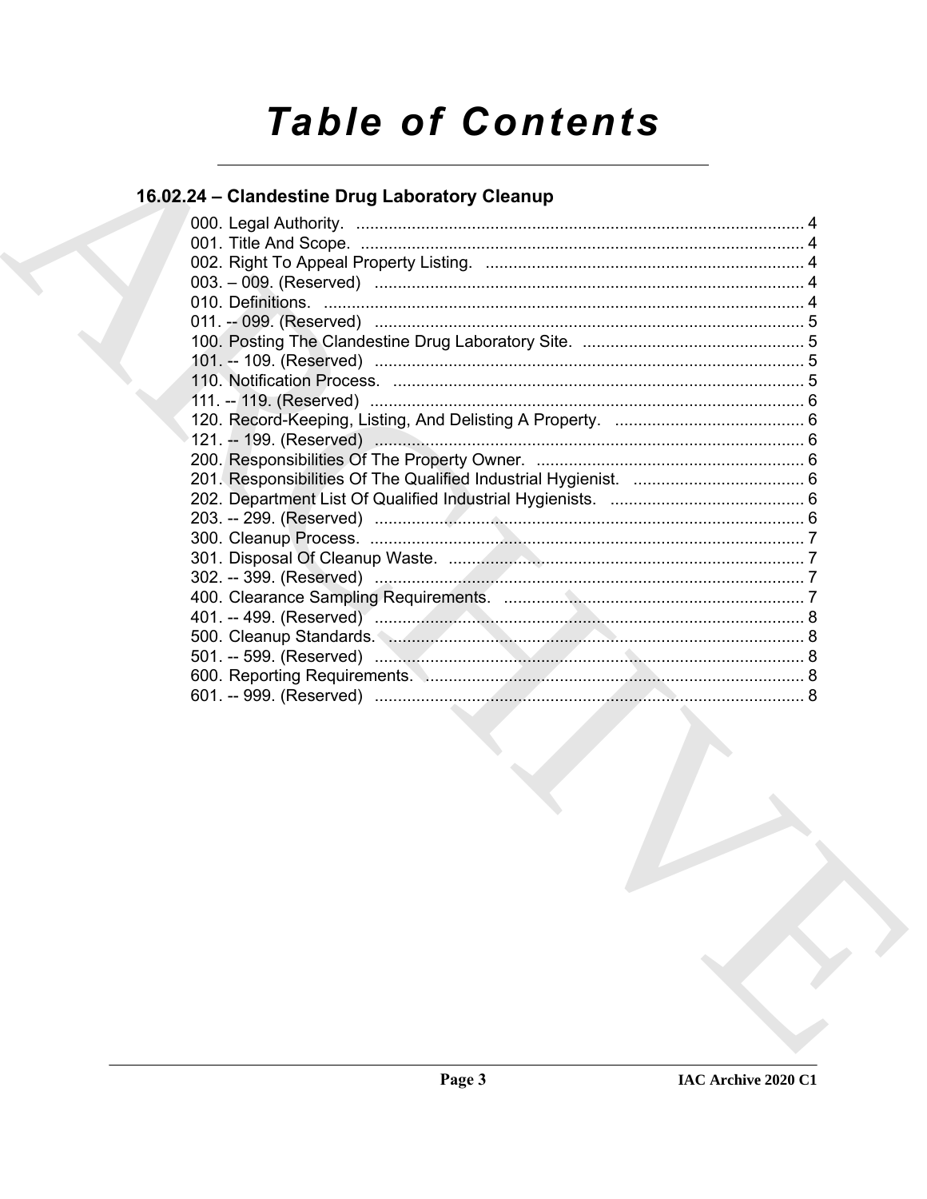# Table of Contents

## 16.02.24 – Clandestine Drug Laboratory Cleanup

000. Legal Authority. ..... 4
001. Title And Scope. ..... 4
002. Right To Appeal Property Listing. ..... 4
003. – 009. (Reserved) ..... 4
010. Definitions. ..... 4
011. -- 099. (Reserved) ..... 5
100. Posting The Clandestine Drug Laboratory Site. ..... 5
101. -- 109. (Reserved) ..... 5
110. Notification Process. ..... 5
111. -- 119. (Reserved) ..... 6
120. Record-Keeping, Listing, And Delisting A Property. ..... 6
121. -- 199. (Reserved) ..... 6
200. Responsibilities Of The Property Owner. ..... 6
201. Responsibilities Of The Qualified Industrial Hygienist. ..... 6
202. Department List Of Qualified Industrial Hygienists. ..... 6
203. -- 299. (Reserved) ..... 6
300. Cleanup Process. ..... 7
301. Disposal Of Cleanup Waste. ..... 7
302. -- 399. (Reserved) ..... 7
400. Clearance Sampling Requirements. ..... 7
401. -- 499. (Reserved) ..... 8
500. Cleanup Standards. ..... 8
501. -- 599. (Reserved) ..... 8
600. Reporting Requirements. ..... 8
601. -- 999. (Reserved) ..... 8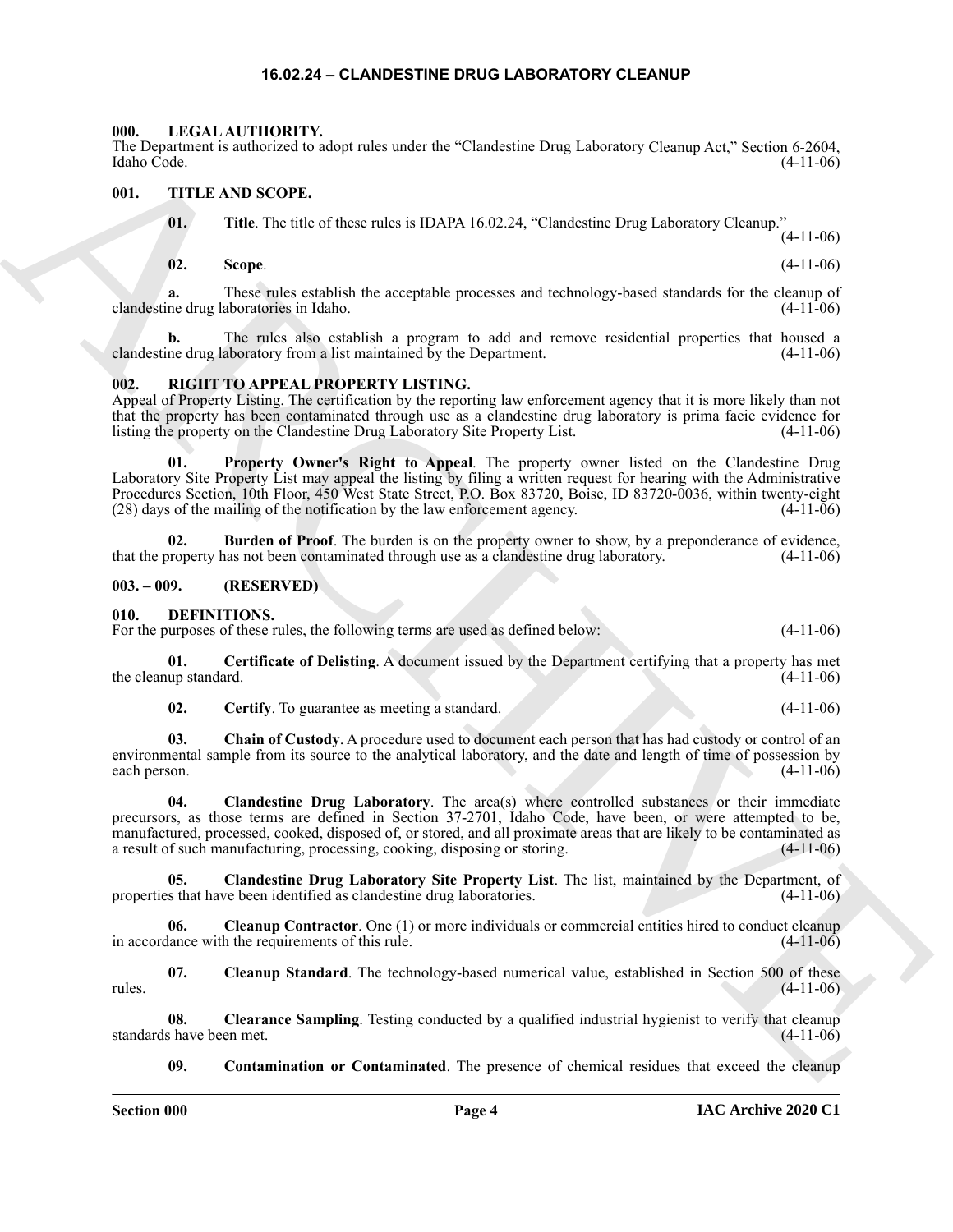# 16.02.24 – CLANDESTINE DRUG LABORATORY CLEANUP

### 000. LEGAL AUTHORITY.

The Department is authorized to adopt rules under the "Clandestine Drug Laboratory Cleanup Act," Section 6-2604, Idaho Code. (4-11-06)

### 001. TITLE AND SCOPE.

**01. Title**. The title of these rules is IDAPA 16.02.24, "Clandestine Drug Laboratory Cleanup." (4-11-06)

**02. Scope**. (4-11-06)

**a.** These rules establish the acceptable processes and technology-based standards for the cleanup of clandestine drug laboratories in Idaho. (4-11-06)

**b.** The rules also establish a program to add and remove residential properties that housed a clandestine drug laboratory from a list maintained by the Department. (4-11-06)

### 002. RIGHT TO APPEAL PROPERTY LISTING.

Appeal of Property Listing. The certification by the reporting law enforcement agency that it is more likely than not that the property has been contaminated through use as a clandestine drug laboratory is prima facie evidence for listing the property on the Clandestine Drug Laboratory Site Property List. (4-11-06)

**01. Property Owner's Right to Appeal**. The property owner listed on the Clandestine Drug Laboratory Site Property List may appeal the listing by filing a written request for hearing with the Administrative Procedures Section, 10th Floor, 450 West State Street, P.O. Box 83720, Boise, ID 83720-0036, within twenty-eight (28) days of the mailing of the notification by the law enforcement agency. (4-11-06)

**02. Burden of Proof**. The burden is on the property owner to show, by a preponderance of evidence, that the property has not been contaminated through use as a clandestine drug laboratory. (4-11-06)

### 003. – 009. (RESERVED)

### 010. DEFINITIONS.

For the purposes of these rules, the following terms are used as defined below: (4-11-06)

**01. Certificate of Delisting**. A document issued by the Department certifying that a property has met the cleanup standard. (4-11-06)

**02. Certify**. To guarantee as meeting a standard. (4-11-06)

**03. Chain of Custody**. A procedure used to document each person that has had custody or control of an environmental sample from its source to the analytical laboratory, and the date and length of time of possession by each person. (4-11-06)

**04. Clandestine Drug Laboratory**. The area(s) where controlled substances or their immediate precursors, as those terms are defined in Section 37-2701, Idaho Code, have been, or were attempted to be, manufactured, processed, cooked, disposed of, or stored, and all proximate areas that are likely to be contaminated as a result of such manufacturing, processing, cooking, disposing or storing. (4-11-06)

**05. Clandestine Drug Laboratory Site Property List**. The list, maintained by the Department, of properties that have been identified as clandestine drug laboratories. (4-11-06)

**06. Cleanup Contractor**. One (1) or more individuals or commercial entities hired to conduct cleanup in accordance with the requirements of this rule. (4-11-06)

**07. Cleanup Standard**. The technology-based numerical value, established in Section 500 of these rules. (4-11-06)

**08. Clearance Sampling**. Testing conducted by a qualified industrial hygienist to verify that cleanup standards have been met. (4-11-06)

**09. Contamination or Contaminated**. The presence of chemical residues that exceed the cleanup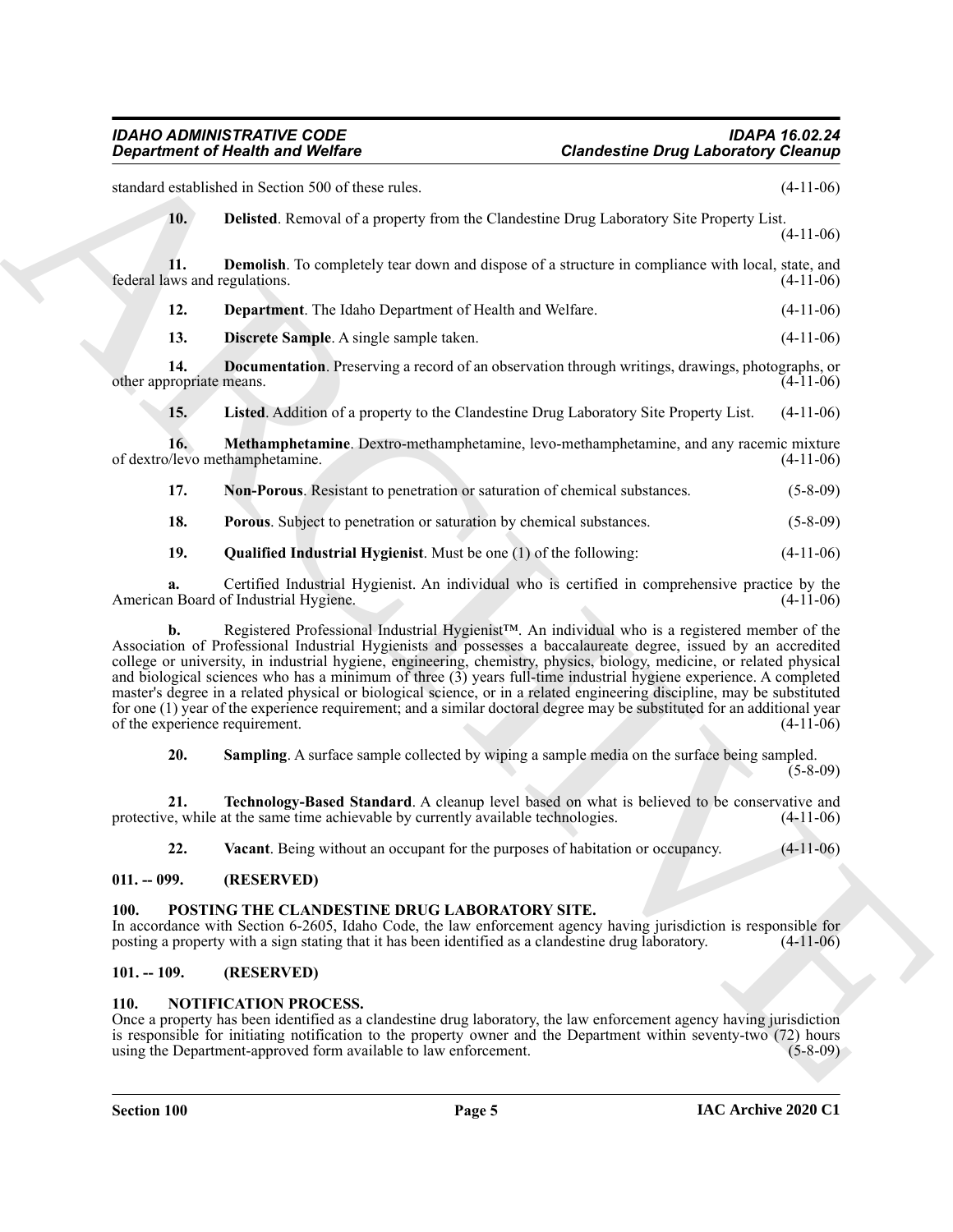standard established in Section 500 of these rules. (4-11-06)

**10. Delisted**. Removal of a property from the Clandestine Drug Laboratory Site Property List. (4-11-06)

**11. Demolish**. To completely tear down and dispose of a structure in compliance with local, state, and federal laws and regulations. (4-11-06)

**12. Department**. The Idaho Department of Health and Welfare. (4-11-06)

**13. Discrete Sample**. A single sample taken. (4-11-06)

**14. Documentation**. Preserving a record of an observation through writings, drawings, photographs, or other appropriate means. (4-11-06)

**15. Listed**. Addition of a property to the Clandestine Drug Laboratory Site Property List. (4-11-06)

**16. Methamphetamine**. Dextro-methamphetamine, levo-methamphetamine, and any racemic mixture of dextro/levo methamphetamine. (4-11-06)

**17. Non-Porous**. Resistant to penetration or saturation of chemical substances. (5-8-09)

**18. Porous**. Subject to penetration or saturation by chemical substances. (5-8-09)

**19. Qualified Industrial Hygienist**. Must be one (1) of the following: (4-11-06)

**a.** Certified Industrial Hygienist. An individual who is certified in comprehensive practice by the American Board of Industrial Hygiene. (4-11-06)

**b.** Registered Professional Industrial Hygienist™. An individual who is a registered member of the Association of Professional Industrial Hygienists and possesses a baccalaureate degree, issued by an accredited college or university, in industrial hygiene, engineering, chemistry, physics, biology, medicine, or related physical and biological sciences who has a minimum of three (3) years full-time industrial hygiene experience. A completed master's degree in a related physical or biological science, or in a related engineering discipline, may be substituted for one (1) year of the experience requirement; and a similar doctoral degree may be substituted for an additional year of the experience requirement. (4-11-06)

**20. Sampling**. A surface sample collected by wiping a sample media on the surface being sampled. (5-8-09)

**21. Technology-Based Standard**. A cleanup level based on what is believed to be conservative and protective, while at the same time achievable by currently available technologies. (4-11-06)

**22. Vacant**. Being without an occupant for the purposes of habitation or occupancy. (4-11-06)

## 011. -- 099. (RESERVED)

## 100. POSTING THE CLANDESTINE DRUG LABORATORY SITE.

In accordance with Section 6-2605, Idaho Code, the law enforcement agency having jurisdiction is responsible for posting a property with a sign stating that it has been identified as a clandestine drug laboratory. (4-11-06)

## 101. -- 109. (RESERVED)

## 110. NOTIFICATION PROCESS.

Once a property has been identified as a clandestine drug laboratory, the law enforcement agency having jurisdiction is responsible for initiating notification to the property owner and the Department within seventy-two (72) hours using the Department-approved form available to law enforcement. (5-8-09)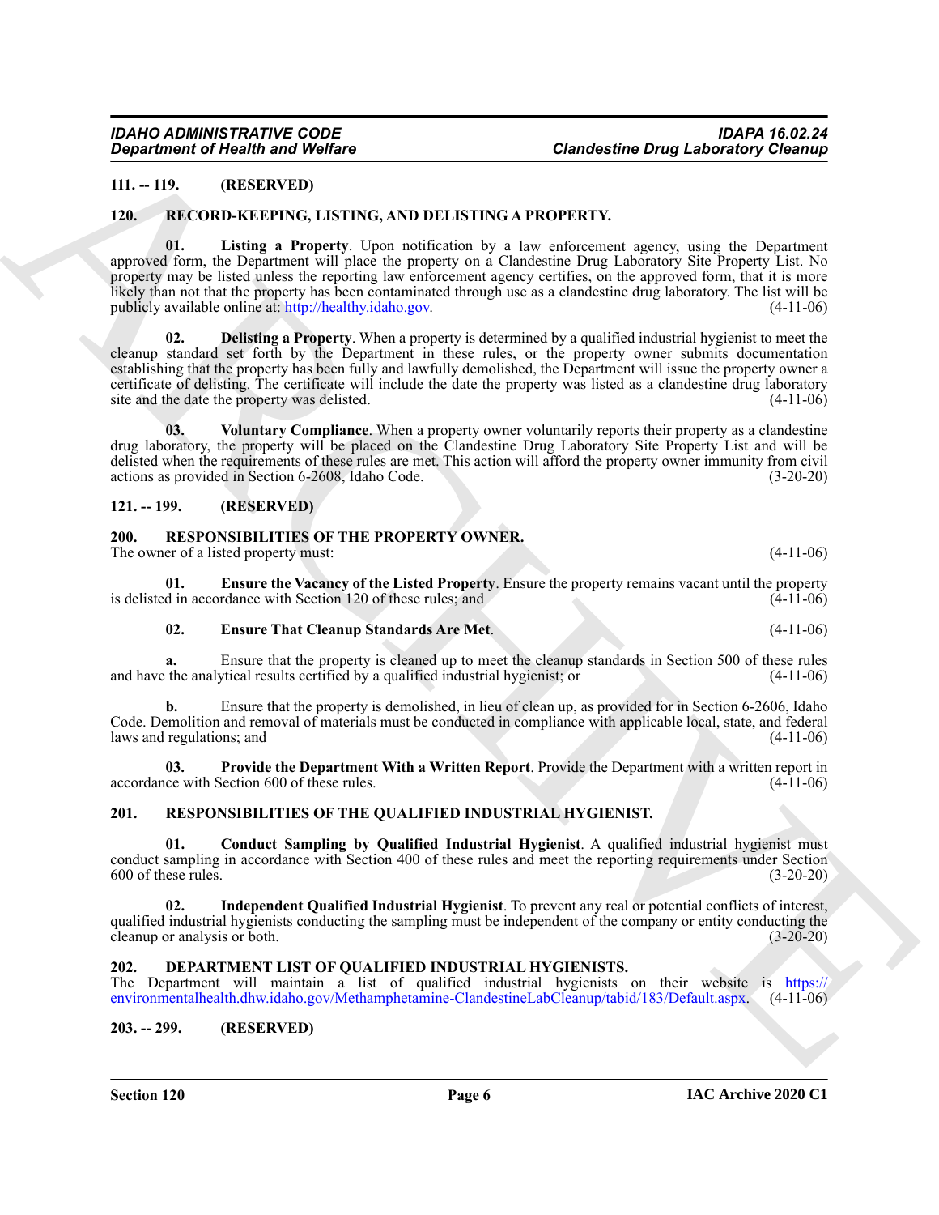**111. -- 119. (RESERVED)**

**120. RECORD-KEEPING, LISTING, AND DELISTING A PROPERTY.**

**01. Listing a Property**. Upon notification by a law enforcement agency, using the Department approved form, the Department will place the property on a Clandestine Drug Laboratory Site Property List. No property may be listed unless the reporting law enforcement agency certifies, on the approved form, that it is more likely than not that the property has been contaminated through use as a clandestine drug laboratory. The list will be publicly available online at: http://healthy.idaho.gov. (4-11-06)

**02. Delisting a Property**. When a property is determined by a qualified industrial hygienist to meet the cleanup standard set forth by the Department in these rules, or the property owner submits documentation establishing that the property has been fully and lawfully demolished, the Department will issue the property owner a certificate of delisting. The certificate will include the date the property was listed as a clandestine drug laboratory site and the date the property was delisted. (4-11-06)

**03. Voluntary Compliance**. When a property owner voluntarily reports their property as a clandestine drug laboratory, the property will be placed on the Clandestine Drug Laboratory Site Property List and will be delisted when the requirements of these rules are met. This action will afford the property owner immunity from civil actions as provided in Section 6-2608, Idaho Code. (3-20-20)

**121. -- 199. (RESERVED)**

**200. RESPONSIBILITIES OF THE PROPERTY OWNER.**

The owner of a listed property must: (4-11-06)

**01. Ensure the Vacancy of the Listed Property**. Ensure the property remains vacant until the property is delisted in accordance with Section 120 of these rules; and (4-11-06)

**02. Ensure That Cleanup Standards Are Met**. (4-11-06)

**a.** Ensure that the property is cleaned up to meet the cleanup standards in Section 500 of these rules and have the analytical results certified by a qualified industrial hygienist; or (4-11-06)

**b.** Ensure that the property is demolished, in lieu of clean up, as provided for in Section 6-2606, Idaho Code. Demolition and removal of materials must be conducted in compliance with applicable local, state, and federal laws and regulations; and (4-11-06)

**03. Provide the Department With a Written Report**. Provide the Department with a written report in accordance with Section 600 of these rules. (4-11-06)

**201. RESPONSIBILITIES OF THE QUALIFIED INDUSTRIAL HYGIENIST.**

**01. Conduct Sampling by Qualified Industrial Hygienist**. A qualified industrial hygienist must conduct sampling in accordance with Section 400 of these rules and meet the reporting requirements under Section 600 of these rules. (3-20-20)

**02. Independent Qualified Industrial Hygienist**. To prevent any real or potential conflicts of interest, qualified industrial hygienists conducting the sampling must be independent of the company or entity conducting the cleanup or analysis or both. (3-20-20)

**202. DEPARTMENT LIST OF QUALIFIED INDUSTRIAL HYGIENISTS.**

The Department will maintain a list of qualified industrial hygienists on their website is https://environmentalhealth.dhw.idaho.gov/Methamphetamine-ClandestineLabCleanup/tabid/183/Default.aspx. (4-11-06)

**203. -- 299. (RESERVED)**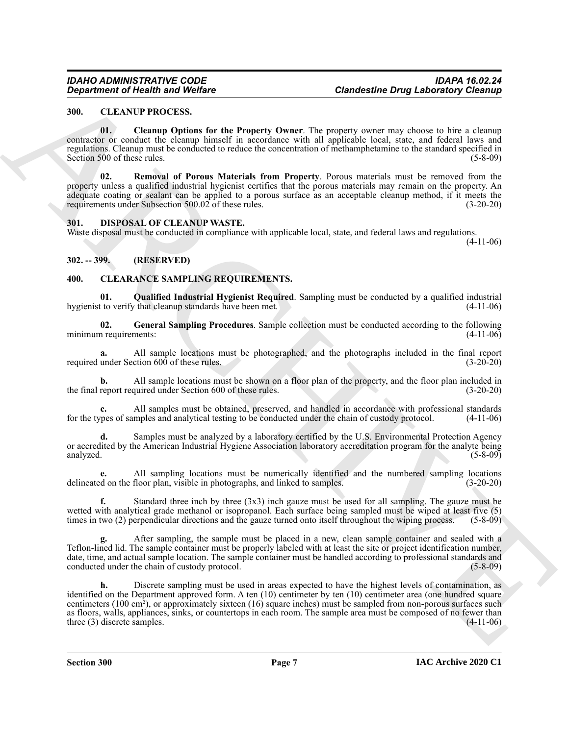### 300. CLEANUP PROCESS.

**01. Cleanup Options for the Property Owner**. The property owner may choose to hire a cleanup contractor or conduct the cleanup himself in accordance with all applicable local, state, and federal laws and regulations. Cleanup must be conducted to reduce the concentration of methamphetamine to the standard specified in Section 500 of these rules. (5-8-09)

**02. Removal of Porous Materials from Property**. Porous materials must be removed from the property unless a qualified industrial hygienist certifies that the porous materials may remain on the property. An adequate coating or sealant can be applied to a porous surface as an acceptable cleanup method, if it meets the requirements under Subsection 500.02 of these rules. (3-20-20)

### 301. DISPOSAL OF CLEANUP WASTE.

Waste disposal must be conducted in compliance with applicable local, state, and federal laws and regulations. (4-11-06)

### 302. -- 399. (RESERVED)

### 400. CLEARANCE SAMPLING REQUIREMENTS.

**01. Qualified Industrial Hygienist Required**. Sampling must be conducted by a qualified industrial hygienist to verify that cleanup standards have been met. (4-11-06)

**02. General Sampling Procedures**. Sample collection must be conducted according to the following minimum requirements: (4-11-06)

**a.** All sample locations must be photographed, and the photographs included in the final report required under Section 600 of these rules. (3-20-20)

**b.** All sample locations must be shown on a floor plan of the property, and the floor plan included in the final report required under Section 600 of these rules. (3-20-20)

**c.** All samples must be obtained, preserved, and handled in accordance with professional standards for the types of samples and analytical testing to be conducted under the chain of custody protocol. (4-11-06)

**d.** Samples must be analyzed by a laboratory certified by the U.S. Environmental Protection Agency or accredited by the American Industrial Hygiene Association laboratory accreditation program for the analyte being analyzed. (5-8-09)

**e.** All sampling locations must be numerically identified and the numbered sampling locations delineated on the floor plan, visible in photographs, and linked to samples. (3-20-20)

**f.** Standard three inch by three (3x3) inch gauze must be used for all sampling. The gauze must be wetted with analytical grade methanol or isopropanol. Each surface being sampled must be wiped at least five (5) times in two (2) perpendicular directions and the gauze turned onto itself throughout the wiping process. (5-8-09)

**g.** After sampling, the sample must be placed in a new, clean sample container and sealed with a Teflon-lined lid. The sample container must be properly labeled with at least the site or project identification number, date, time, and actual sample location. The sample container must be handled according to professional standards and conducted under the chain of custody protocol. (5-8-09)

**h.** Discrete sampling must be used in areas expected to have the highest levels of contamination, as identified on the Department approved form. A ten (10) centimeter by ten (10) centimeter area (one hundred square centimeters (100 $cm^2$), or approximately sixteen (16) square inches) must be sampled from non-porous surfaces such as floors, walls, appliances, sinks, or countertops in each room. The sample area must be composed of no fewer than three (3) discrete samples. (4-11-06)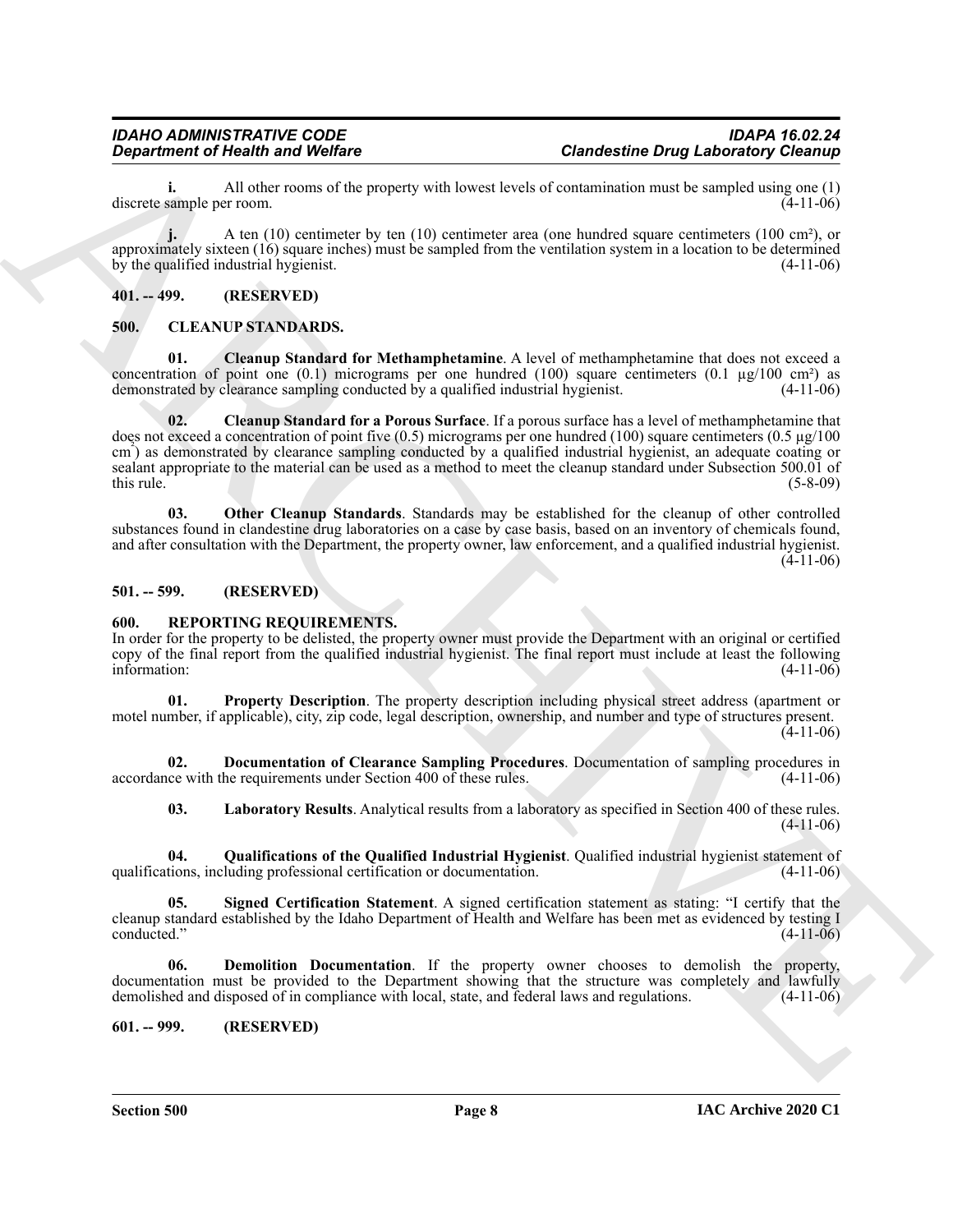**i.** All other rooms of the property with lowest levels of contamination must be sampled using one (1) discrete sample per room. (4-11-06)

**j.** A ten (10) centimeter by ten (10) centimeter area (one hundred square centimeters (100 cm²), or approximately sixteen (16) square inches) must be sampled from the ventilation system in a location to be determined by the qualified industrial hygienist. (4-11-06)

## 401. -- 499. (RESERVED)

## 500. CLEANUP STANDARDS.

**01. Cleanup Standard for Methamphetamine**. A level of methamphetamine that does not exceed a concentration of point one (0.1) micrograms per one hundred (100) square centimeters (0.1 µg/100 cm²) as demonstrated by clearance sampling conducted by a qualified industrial hygienist. (4-11-06)

**02. Cleanup Standard for a Porous Surface**. If a porous surface has a level of methamphetamine that does not exceed a concentration of point five (0.5) micrograms per one hundred (100) square centimeters (0.5 µg/100 cm²) as demonstrated by clearance sampling conducted by a qualified industrial hygienist, an adequate coating or sealant appropriate to the material can be used as a method to meet the cleanup standard under Subsection 500.01 of this rule. (5-8-09)

**03. Other Cleanup Standards**. Standards may be established for the cleanup of other controlled substances found in clandestine drug laboratories on a case by case basis, based on an inventory of chemicals found, and after consultation with the Department, the property owner, law enforcement, and a qualified industrial hygienist. (4-11-06)

## 501. -- 599. (RESERVED)

## 600. REPORTING REQUIREMENTS.

In order for the property to be delisted, the property owner must provide the Department with an original or certified copy of the final report from the qualified industrial hygienist. The final report must include at least the following information: (4-11-06)

**01. Property Description**. The property description including physical street address (apartment or motel number, if applicable), city, zip code, legal description, ownership, and number and type of structures present. (4-11-06)

**02. Documentation of Clearance Sampling Procedures**. Documentation of sampling procedures in accordance with the requirements under Section 400 of these rules. (4-11-06)

**03. Laboratory Results**. Analytical results from a laboratory as specified in Section 400 of these rules. (4-11-06)

**04. Qualifications of the Qualified Industrial Hygienist**. Qualified industrial hygienist statement of qualifications, including professional certification or documentation. (4-11-06)

**05. Signed Certification Statement**. A signed certification statement as stating: "I certify that the cleanup standard established by the Idaho Department of Health and Welfare has been met as evidenced by testing I conducted." (4-11-06)

**06. Demolition Documentation**. If the property owner chooses to demolish the property, documentation must be provided to the Department showing that the structure was completely and lawfully demolished and disposed of in compliance with local, state, and federal laws and regulations. (4-11-06)

## 601. -- 999. (RESERVED)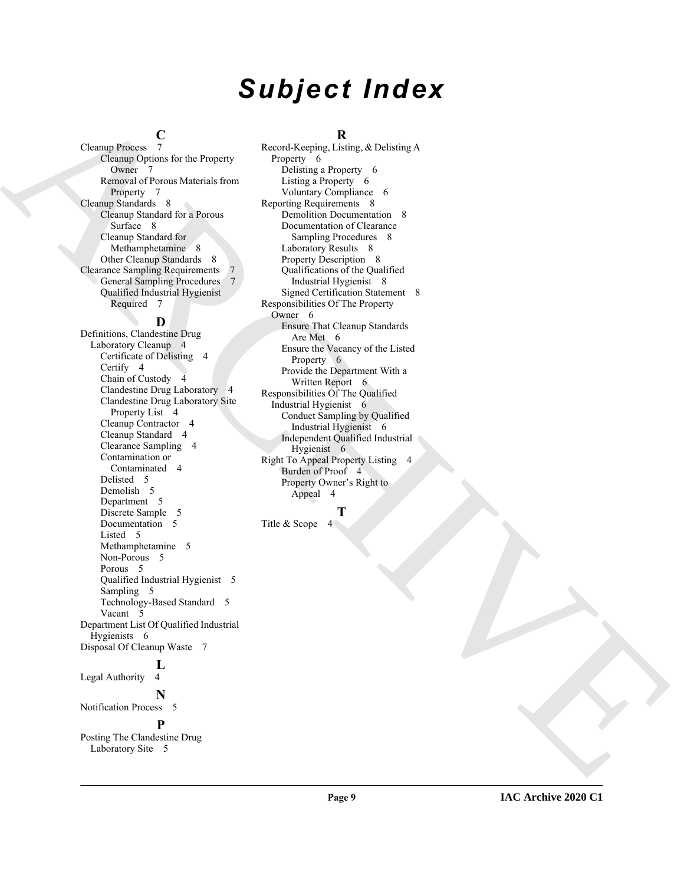# Subject Index

**C**

Cleanup Process 7
- Cleanup Options for the Property Owner 7
- Removal of Porous Materials from Property 7

Cleanup Standards 8
- Cleanup Standard for a Porous Surface 8
- Cleanup Standard for Methamphetamine 8
- Other Cleanup Standards 8

Clearance Sampling Requirements 7
- General Sampling Procedures 7
- Qualified Industrial Hygienist Required 7

**D**

Definitions, Clandestine Drug Laboratory Cleanup 4
- Certificate of Delisting 4
- Certify 4
- Chain of Custody 4
- Clandestine Drug Laboratory 4
- Clandestine Drug Laboratory Site Property List 4
- Cleanup Contractor 4
- Cleanup Standard 4
- Clearance Sampling 4
- Contamination or Contaminated 4
- Delisted 5
- Demolish 5
- Department 5
- Discrete Sample 5
- Documentation 5
- Listed 5
- Methamphetamine 5
- Non-Porous 5
- Porous 5
- Qualified Industrial Hygienist 5
- Sampling 5
- Technology-Based Standard 5
- Vacant 5

Department List Of Qualified Industrial Hygienists 6

Disposal Of Cleanup Waste 7

**L**

Legal Authority 4

**N**

Notification Process 5

**P**

Posting The Clandestine Drug Laboratory Site 5

**R**

Record-Keeping, Listing, & Delisting A Property 6
- Delisting a Property 6
- Listing a Property 6
- Voluntary Compliance 6

Reporting Requirements 8
- Demolition Documentation 8
- Documentation of Clearance Sampling Procedures 8
- Laboratory Results 8
- Property Description 8
- Qualifications of the Qualified Industrial Hygienist 8
- Signed Certification Statement 8

Responsibilities Of The Property Owner 6
- Ensure That Cleanup Standards Are Met 6
- Ensure the Vacancy of the Listed Property 6
- Provide the Department With a Written Report 6

Responsibilities Of The Qualified Industrial Hygienist 6
- Conduct Sampling by Qualified Industrial Hygienist 6
- Independent Qualified Industrial Hygienist 6

Right To Appeal Property Listing 4
- Burden of Proof 4
- Property Owner's Right to Appeal 4

**T**

Title & Scope 4